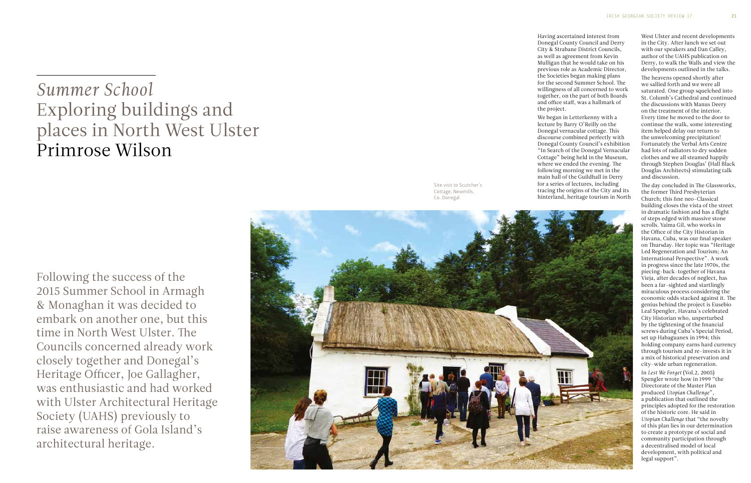# *Summer School* Exploring buildings and places in North West Ulster

## Primrose Wilson

Following the success of the 2015 Summer School in Armagh & Monaghan it was decided to embark on another one, but this time in North West Ulster. The Councils concerned already work closely together and Donegal's Heritage Officer, Joe Gallagher, was enthusiastic and had worked with Ulster Architectural Heritage Society (UAHS) previously to raise awareness of Gola Island's architectural heritage.

Site visit to Scutcher's Cottage, Newmills, Co. Donegal

Having ascertained interest from Donegal County Council and Derry City & Strabane District Councils, as well as agreement from Kevin Mulligan that he would take on his previous role as Academic Director, the Societies began making plans for the second Summer School. The willingness of all concerned to work together, on the part of both Boards and office staff, was a hallmark of the project.

We began in Letterkenny with a lecture by Barry O'Reilly on the Donegal vernacular cottage. This discourse combined perfectly with Donegal County Council's exhibition "In Search of the Donegal Vernacular Cottage" being held in the Museum, where we ended the evening. The following morning we met in the main hall of the Guildhall in Derry for a series of lectures, including tracing the origins of the City and its hinterland, heritage tourism in North West Ulster and recent developments in the City. After lunch we set out with our speakers and Dan Calley, author of the UAHS publication on Derry, to walk the Walls and view the developments outlined in the talks.

The heavens opened shortly after we sallied forth and we were all saturated. One group squelched into St. Columb's Cathedral and continued the discussions with Manus Deery on the treatment of the interior. Every time he moved to the door to continue the walk, some interesting item helped delay our return to the unwelcoming precipitation! Fortunately the Verbal Arts Centre had lots of radiators to dry sodden clothes and we all steamed happily through Stephen Douglas' (Hall Black Douglas Architects) stimulating talk and discussion.

The day concluded in The Glassworks, the former Third Presbyterian Church; this fine neo-Classical building closes the vista of the street in dramatic fashion and has a flight of steps edged with massive stone scrolls. Yaima Gil, who works in the Office of the City Historian in Havana, Cuba, was our final speaker on Thursday. Her topic was "Heritage Led Regeneration and Tourism; An International Perspective". A work in progress since the late 1970s, the piecing-back-together of Havana Vieja, after decades of neglect, has been a far-sighted and startlingly miraculous process considering the economic odds stacked against it. The genius behind the project is Eusebio Leal Spengler, Havana's celebrated City Historian who, unperturbed by the tightening of the financial screws during Cuba's Special Period, set up Habaguanex in 1994; this holding company earns hard currency through tourism and re-invests it in a mix of historical preservation and city-wide urban regeneration.

In *Lest We Forget* (Vol.2, 2005) Spengler wrote how in 1999 "the Directorate of the Master Plan produced *Utopian Challenge*", a publication that outlined the principles adopted for the restoration of the historic core. He said in *Utopian Challenge* that "the novelty of this plan lies in our determination to create a prototype of social and community participation through a decentralised model of local development, with political and legal support".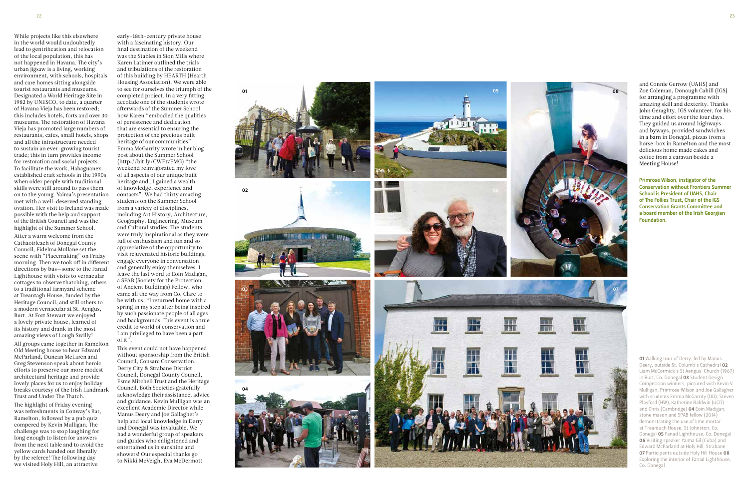While projects like this elsewhere in the world would undoubtedly lead to gentrification and relocation of the local population, this has not happened in Havana. The city's urban jigsaw is a living, working environment, with schools, hospitals and care homes sitting alongside tourist restaurants and museums. Designated a World Heritage Site in 1982 by UNESCO, to date, a quarter of Havana Vieja has been restored; this includes hotels, forts and over 30 museums. The restoration of Havana Vieja has promoted large numbers of restaurants, cafes, small hotels, shops and all the infrastructure needed to sustain an ever-growing tourist trade; this in turn provides income for restoration and social projects. To facilitate the work, Habaguanex established craft schools in the 1990s when older people with traditional skills were still around to pass them on to the young. Yaima's presentation met with a well-deserved standing ovation. Her visit to Ireland was made possible with the help and support of the British Council and was the highlight of the Summer School.

After a warm welcome from the Cathaoirleach of Donegal County Council, Fidelma Mullane set the scene with "Placemaking" on Friday morning. Then we took off in different directions by bus—some to the Fanad Lighthouse with visits to vernacular cottages to observe thatching, others to a traditional farmyard scheme at Treantagh House, funded by the Heritage Council, and still others to a modern vernacular at St. Aengus, Burt. At Fort Stewart we enjoyed a lovely private house, learned of its history and drank in the most amazing views of Lough Swilly!

All groups came together in Ramelton Old Meeting house to hear Edward McParland, Duncan McLaren and Greg Stevenson speak about heroic efforts to preserve our more modest architectural heritage and provide lovely places for us to enjoy holiday breaks courtesy of the Irish Landmark Trust and Under The Thatch.

The highlight of Friday evening was refreshments in Conway's Bar, Ramelton, followed by a pub quiz compered by Kevin Mulligan. The challenge was to stop laughing for long enough to listen for answers from the next table and to avoid the yellow cards handed out liberally by the referee! The following day we visited Holy Hill, an attractive early-18th-century private house with a fascinating history. Our final destination of the weekend was the Stables in Sion Mills where Karen Latimer outlined the trials and tribulations of the restoration of this building by HEARTH (Hearth Housing Association). We were able to see for ourselves the triumph of the completed project. In a very fitting accolade one of the students wrote afterwards of the Summer School how Karen "embodied the qualities of persistence and dedication that are essential to ensuring the protection of the precious built heritage of our communities". Emma McGarrity wrote in her blog post about the Summer School (http://bit.ly/CWF17EMG) "the weekend reinvigorated my love of all aspects of our unique built heritage and…I gained a wealth of knowledge, experience and contacts". We had thirty amazing students on the Summer School from a variety of disciplines, including Art History, Architecture, Geography, Engineering, Museum and Cultural studies. The students were truly inspirational as they were full of enthusiasm and fun and so appreciative of the opportunity to visit rejuvenated historic buildings, engage everyone in conversation and generally enjoy themselves. I leave the last word to Eoin Madigan, a SPAB (Society for the Protection of Ancient Buildings) Fellow, who came all the way from Co. Clare to be with us: "I returned home with a spring in my step after being inspired by such passionate people of all ages and backgrounds. This event is a true credit to world of conservation and I am privileged to have been a part of it".

This event could not have happened without sponsorship from the British Council, Consarc Conservation, Derry City & Strabane District Council, Donegal County Council, Esme Mitchell Trust and the Heritage Council. Both Societies gratefully acknowledge their assistance, advice and guidance. Kevin Mulligan was an excellent Academic Director while Manus Deery and Joe Gallagher's help and local knowledge in Derry and Donegal was invaluable. We had a wonderful group of speakers and guides who enlightened and entertained us in sunshine and showers! Our especial thanks go to Nikki McVeigh, Eva McDermott and Connie Gerrow (UAHS) and Zoë Coleman, Donough Cahill (IGS) for arranging a programme with amazing skill and dexterity. Thanks John Geraghty, IGS volunteer, for his time and effort over the four days. They guided us around highways and byways, provided sandwiches in a barn in Donegal, pizzas from a horse-box in Ramelton and the most delicious home made cakes and coffee from a caravan beside a Meeting House!

**Primrose Wilson, instigator of the Conservation without Frontiers Summer School is President of UAHS, Chair of The Follies Trust, Chair of the IGS Conservation Grants Committee and a board member of the Irish Georgian Foundation.**

**01** Walking tour of Derry, led by Manus Deery, outside St. Columb's Cathedral **02** Liam McCormick's St Aengus' Church (1967) in Burt, Co. Donegal **03** Student Design Competition winners, pictured with Kevin V. Mulligan, Primrose Wilson and Joe Gallagher with students Emma McGarrity (UU), Steven Playford (HW), Katherine Baldwin (UCD) and Chris (Cambridge) **04** Eoin Madigan, stone mason and SPAB fellow (2014) demonstrating the use of lime mortar at Treantach House, St Johnston, Co. Donegal **05** Fanad Lighthouse, Co. Donegal **06** Visiting speaker Yaima Gil (Cuba) and Edward McParland at Holy Hill, Strabane **07** Participants outside Holy Hill House **08** Exploring the interior of Fanad Lighthouse, Co. Donegal